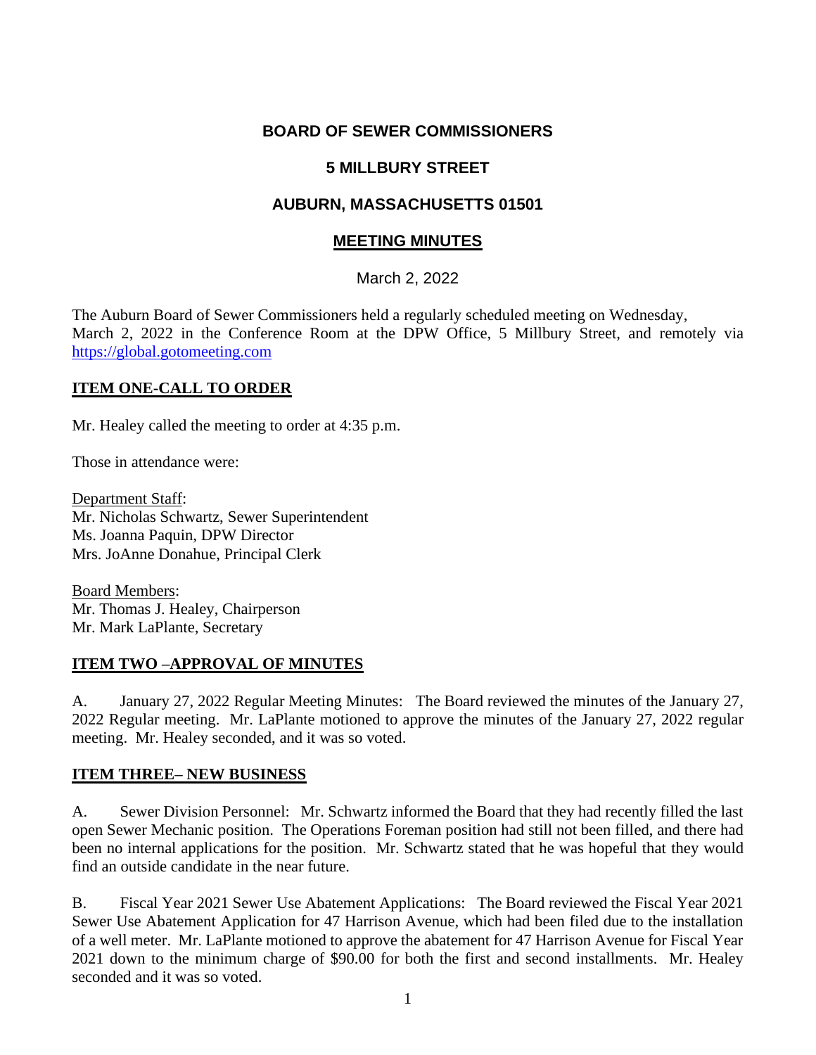# BOARD OF SEWER COMMISSIONERS

## 5 MILLBURY STREET

## AUBURN, MASSACHUSETTS 01501

## MEETING MINUTES

March 2, 2022

The Auburn Board of Sewer Commissioners held a regularly scheduled meeting on Wednesday, March 2, 2022 in the Conference Room at the DPW Office, 5 Millbury Street, and remotely via https://global.gotomeeting.com

**ITEM ONE-CALL TO ORDER**

Mr. Healey called the meeting to order at 4:35 p.m.

Those in attendance were:

Department Staff:
Mr. Nicholas Schwartz, Sewer Superintendent
Ms. Joanna Paquin, DPW Director
Mrs. JoAnne Donahue, Principal Clerk

Board Members:
Mr. Thomas J. Healey, Chairperson
Mr. Mark LaPlante, Secretary

**ITEM TWO –APPROVAL OF MINUTES**

A. January 27, 2022 Regular Meeting Minutes: The Board reviewed the minutes of the January 27, 2022 Regular meeting. Mr. LaPlante motioned to approve the minutes of the January 27, 2022 regular meeting. Mr. Healey seconded, and it was so voted.

**ITEM THREE– NEW BUSINESS**

A. Sewer Division Personnel: Mr. Schwartz informed the Board that they had recently filled the last open Sewer Mechanic position. The Operations Foreman position had still not been filled, and there had been no internal applications for the position. Mr. Schwartz stated that he was hopeful that they would find an outside candidate in the near future.

B. Fiscal Year 2021 Sewer Use Abatement Applications: The Board reviewed the Fiscal Year 2021 Sewer Use Abatement Application for 47 Harrison Avenue, which had been filed due to the installation of a well meter. Mr. LaPlante motioned to approve the abatement for 47 Harrison Avenue for Fiscal Year 2021 down to the minimum charge of $90.00 for both the first and second installments. Mr. Healey seconded and it was so voted.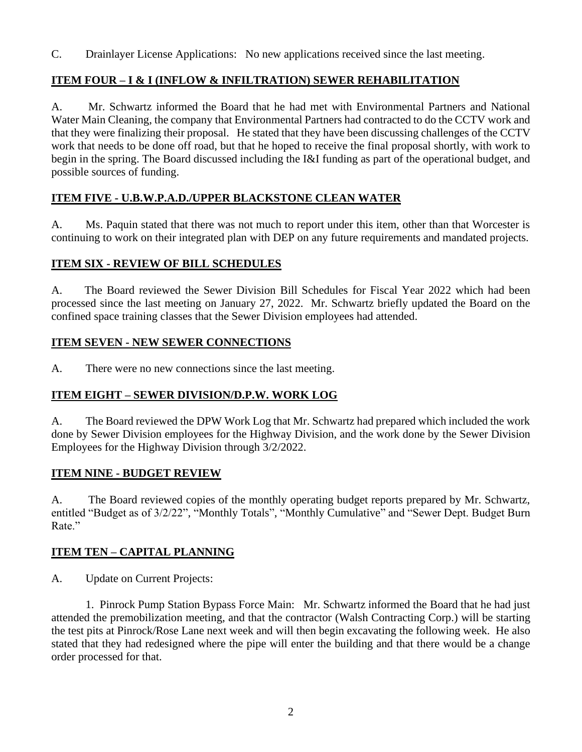C. Drainlayer License Applications: No new applications received since the last meeting.

## ITEM FOUR – I & I (INFLOW & INFILTRATION) SEWER REHABILITATION

A. Mr. Schwartz informed the Board that he had met with Environmental Partners and National Water Main Cleaning, the company that Environmental Partners had contracted to do the CCTV work and that they were finalizing their proposal. He stated that they have been discussing challenges of the CCTV work that needs to be done off road, but that he hoped to receive the final proposal shortly, with work to begin in the spring. The Board discussed including the I&I funding as part of the operational budget, and possible sources of funding.

## ITEM FIVE - U.B.W.P.A.D./UPPER BLACKSTONE CLEAN WATER

A. Ms. Paquin stated that there was not much to report under this item, other than that Worcester is continuing to work on their integrated plan with DEP on any future requirements and mandated projects.

## ITEM SIX - REVIEW OF BILL SCHEDULES

A. The Board reviewed the Sewer Division Bill Schedules for Fiscal Year 2022 which had been processed since the last meeting on January 27, 2022. Mr. Schwartz briefly updated the Board on the confined space training classes that the Sewer Division employees had attended.

## ITEM SEVEN - NEW SEWER CONNECTIONS

A. There were no new connections since the last meeting.

## ITEM EIGHT – SEWER DIVISION/D.P.W. WORK LOG

A. The Board reviewed the DPW Work Log that Mr. Schwartz had prepared which included the work done by Sewer Division employees for the Highway Division, and the work done by the Sewer Division Employees for the Highway Division through 3/2/2022.

## ITEM NINE - BUDGET REVIEW

A. The Board reviewed copies of the monthly operating budget reports prepared by Mr. Schwartz, entitled "Budget as of 3/2/22", "Monthly Totals", "Monthly Cumulative" and "Sewer Dept. Budget Burn Rate."

## ITEM TEN – CAPITAL PLANNING

A. Update on Current Projects:

1. Pinrock Pump Station Bypass Force Main: Mr. Schwartz informed the Board that he had just attended the premobilization meeting, and that the contractor (Walsh Contracting Corp.) will be starting the test pits at Pinrock/Rose Lane next week and will then begin excavating the following week. He also stated that they had redesigned where the pipe will enter the building and that there would be a change order processed for that.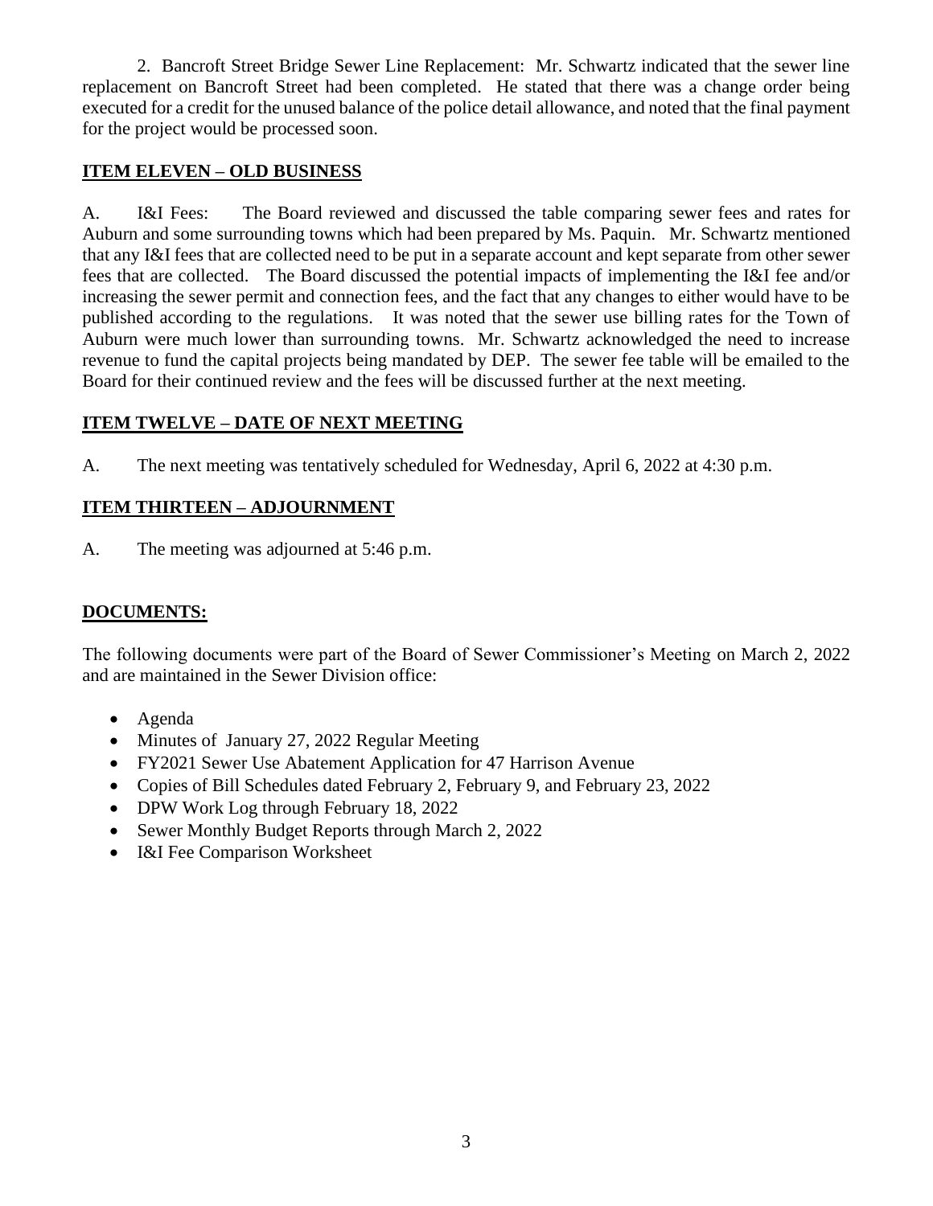2. Bancroft Street Bridge Sewer Line Replacement: Mr. Schwartz indicated that the sewer line replacement on Bancroft Street had been completed. He stated that there was a change order being executed for a credit for the unused balance of the police detail allowance, and noted that the final payment for the project would be processed soon.

## ITEM ELEVEN – OLD BUSINESS

A. I&I Fees: The Board reviewed and discussed the table comparing sewer fees and rates for Auburn and some surrounding towns which had been prepared by Ms. Paquin. Mr. Schwartz mentioned that any I&I fees that are collected need to be put in a separate account and kept separate from other sewer fees that are collected. The Board discussed the potential impacts of implementing the I&I fee and/or increasing the sewer permit and connection fees, and the fact that any changes to either would have to be published according to the regulations. It was noted that the sewer use billing rates for the Town of Auburn were much lower than surrounding towns. Mr. Schwartz acknowledged the need to increase revenue to fund the capital projects being mandated by DEP. The sewer fee table will be emailed to the Board for their continued review and the fees will be discussed further at the next meeting.

## ITEM TWELVE – DATE OF NEXT MEETING

A. The next meeting was tentatively scheduled for Wednesday, April 6, 2022 at 4:30 p.m.

## ITEM THIRTEEN – ADJOURNMENT

A. The meeting was adjourned at 5:46 p.m.

## DOCUMENTS:

The following documents were part of the Board of Sewer Commissioner's Meeting on March 2, 2022 and are maintained in the Sewer Division office:

- Agenda
- Minutes of January 27, 2022 Regular Meeting
- FY2021 Sewer Use Abatement Application for 47 Harrison Avenue
- Copies of Bill Schedules dated February 2, February 9, and February 23, 2022
- DPW Work Log through February 18, 2022
- Sewer Monthly Budget Reports through March 2, 2022
- I&I Fee Comparison Worksheet